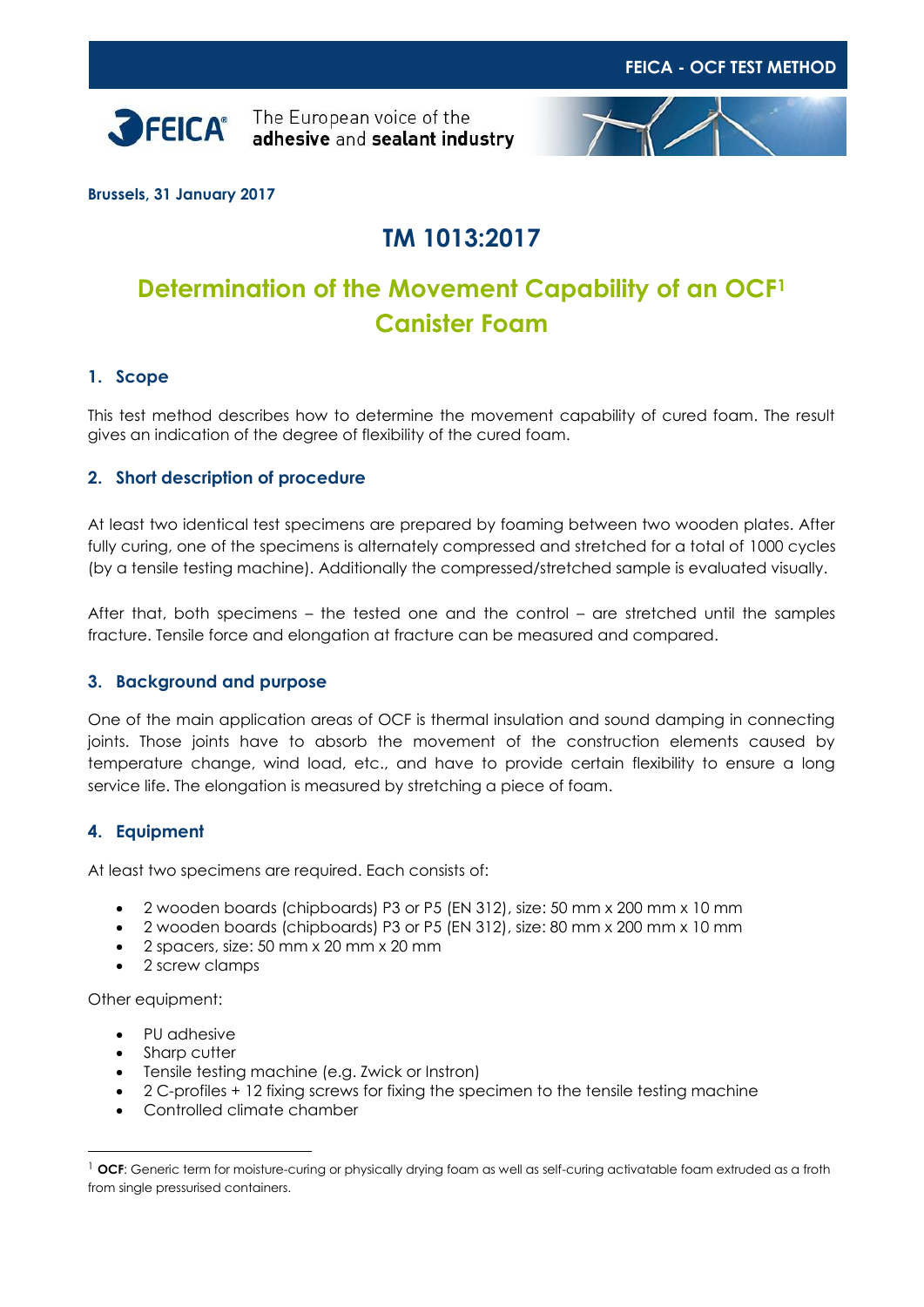FEICA - OCF TEST METHOD

The European voice of the **adhesive** and **sealant industry**

**Brussels, 31 January 2017**

# TM 1013:2017

# Determination of the Movement Capability of an OCF[1] Canister Foam

## 1. Scope

This test method describes how to determine the movement capability of cured foam. The result gives an indication of the degree of flexibility of the cured foam.

## 2. Short description of procedure

At least two identical test specimens are prepared by foaming between two wooden plates. After fully curing, one of the specimens is alternately compressed and stretched for a total of 1000 cycles (by a tensile testing machine). Additionally the compressed/stretched sample is evaluated visually.

After that, both specimens – the tested one and the control – are stretched until the samples fracture. Tensile force and elongation at fracture can be measured and compared.

## 3. Background and purpose

One of the main application areas of OCF is thermal insulation and sound damping in connecting joints. Those joints have to absorb the movement of the construction elements caused by temperature change, wind load, etc., and have to provide certain flexibility to ensure a long service life. The elongation is measured by stretching a piece of foam.

## 4. Equipment

At least two specimens are required. Each consists of:

- 2 wooden boards (chipboards) P3 or P5 (EN 312), size: 50 mm x 200 mm x 10 mm
- 2 wooden boards (chipboards) P3 or P5 (EN 312), size: 80 mm x 200 mm x 10 mm
- 2 spacers, size: 50 mm x 20 mm x 20 mm
- 2 screw clamps

Other equipment:

- PU adhesive
- Sharp cutter
- Tensile testing machine (e.g. Zwick or Instron)
- 2 C-profiles + 12 fixing screws for fixing the specimen to the tensile testing machine
- Controlled climate chamber

[1] **OCF**: Generic term for moisture-curing or physically drying foam as well as self-curing activatable foam extruded as a froth from single pressurised containers.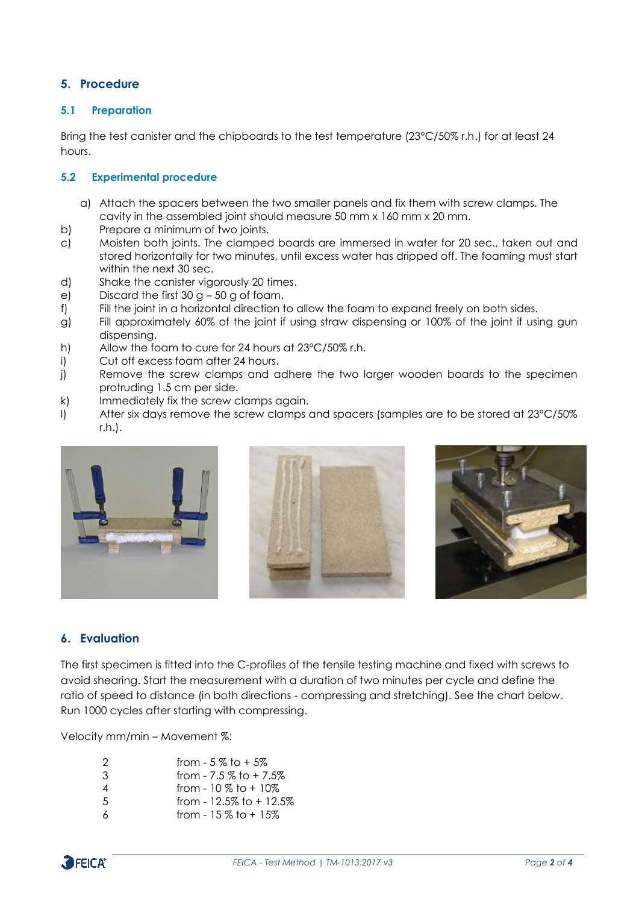## 5. Procedure

### 5.1 Preparation

Bring the test canister and the chipboards to the test temperature (23°C/50% r.h.) for at least 24 hours.

### 5.2 Experimental procedure

a) Attach the spacers between the two smaller panels and fix them with screw clamps. The cavity in the assembled joint should measure 50 mm x 160 mm x 20 mm.
b) Prepare a minimum of two joints.
c) Moisten both joints. The clamped boards are immersed in water for 20 sec., taken out and stored horizontally for two minutes, until excess water has dripped off. The foaming must start within the next 30 sec.
d) Shake the canister vigorously 20 times.
e) Discard the first 30 g – 50 g of foam.
f) Fill the joint in a horizontal direction to allow the foam to expand freely on both sides.
g) Fill approximately 60% of the joint if using straw dispensing or 100% of the joint if using gun dispensing.
h) Allow the foam to cure for 24 hours at 23°C/50% r.h.
i) Cut off excess foam after 24 hours.
j) Remove the screw clamps and adhere the two larger wooden boards to the specimen protruding 1.5 cm per side.
k) Immediately fix the screw clamps again.
l) After six days remove the screw clamps and spacers (samples are to be stored at 23°C/50% r.h.).

## 6. Evaluation

The first specimen is fitted into the C-profiles of the tensile testing machine and fixed with screws to avoid shearing. Start the measurement with a duration of two minutes per cycle and define the ratio of speed to distance (in both directions - compressing and stretching). See the chart below. Run 1000 cycles after starting with compressing.

Velocity mm/min – Movement %:

| | |
|---|---|
| 2 | from - 5 % to + 5% |
| 3 | from - 7.5 % to + 7.5% |
| 4 | from - 10 % to + 10% |
| 5 | from - 12.5% to + 12.5% |
| 6 | from - 15 % to + 15% |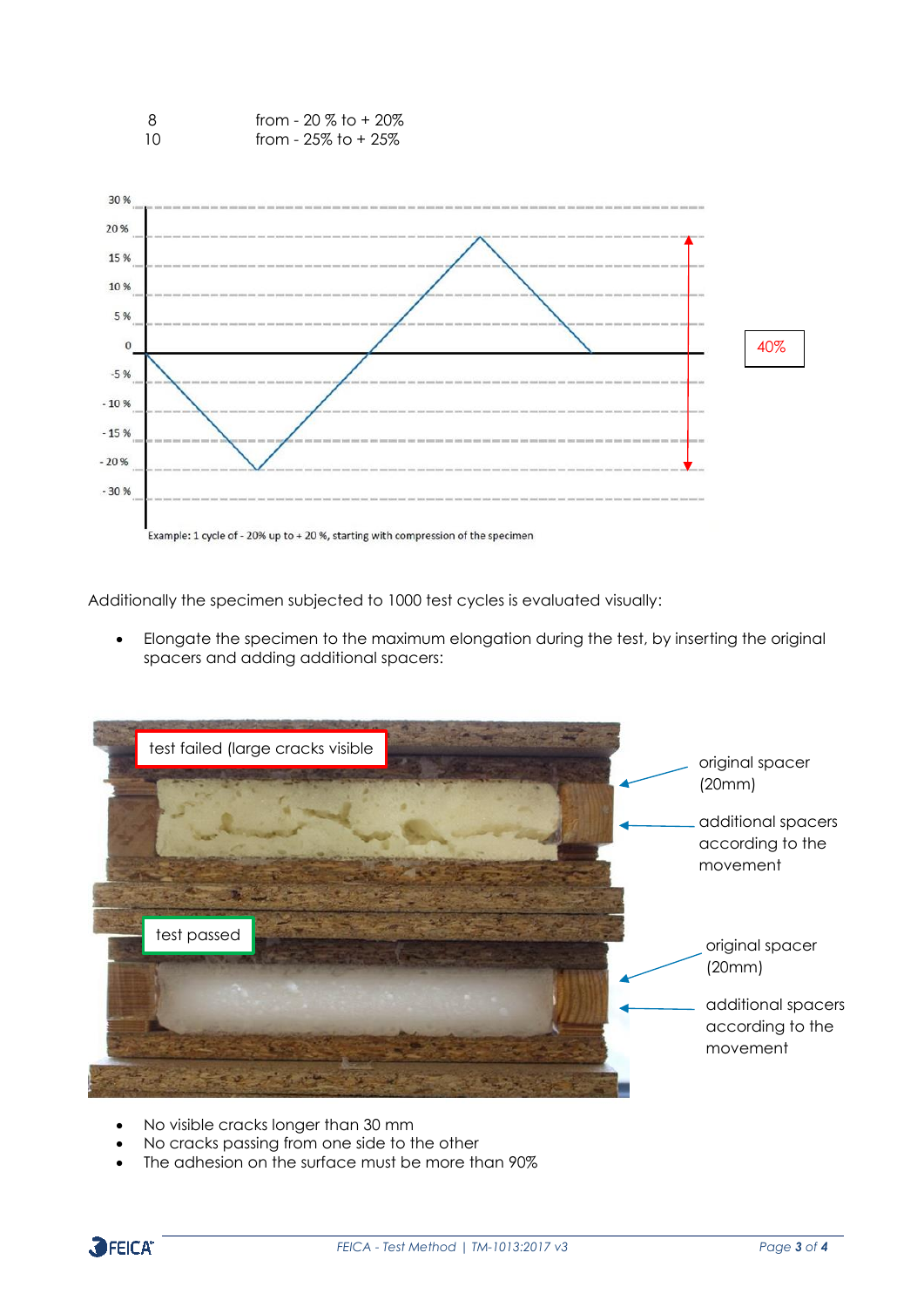| | |
|---|---|
| 8 | from - 20 % to + 20% |
| 10 | from - 25% to + 25% |

Example: 1 cycle of - 20% up to + 20 %, starting with compression of the specimen

Additionally the specimen subjected to 1000 test cycles is evaluated visually:

- Elongate the specimen to the maximum elongation during the test, by inserting the original spacers and adding additional spacers:

- No visible cracks longer than 30 mm
- No cracks passing from one side to the other
- The adhesion on the surface must be more than 90%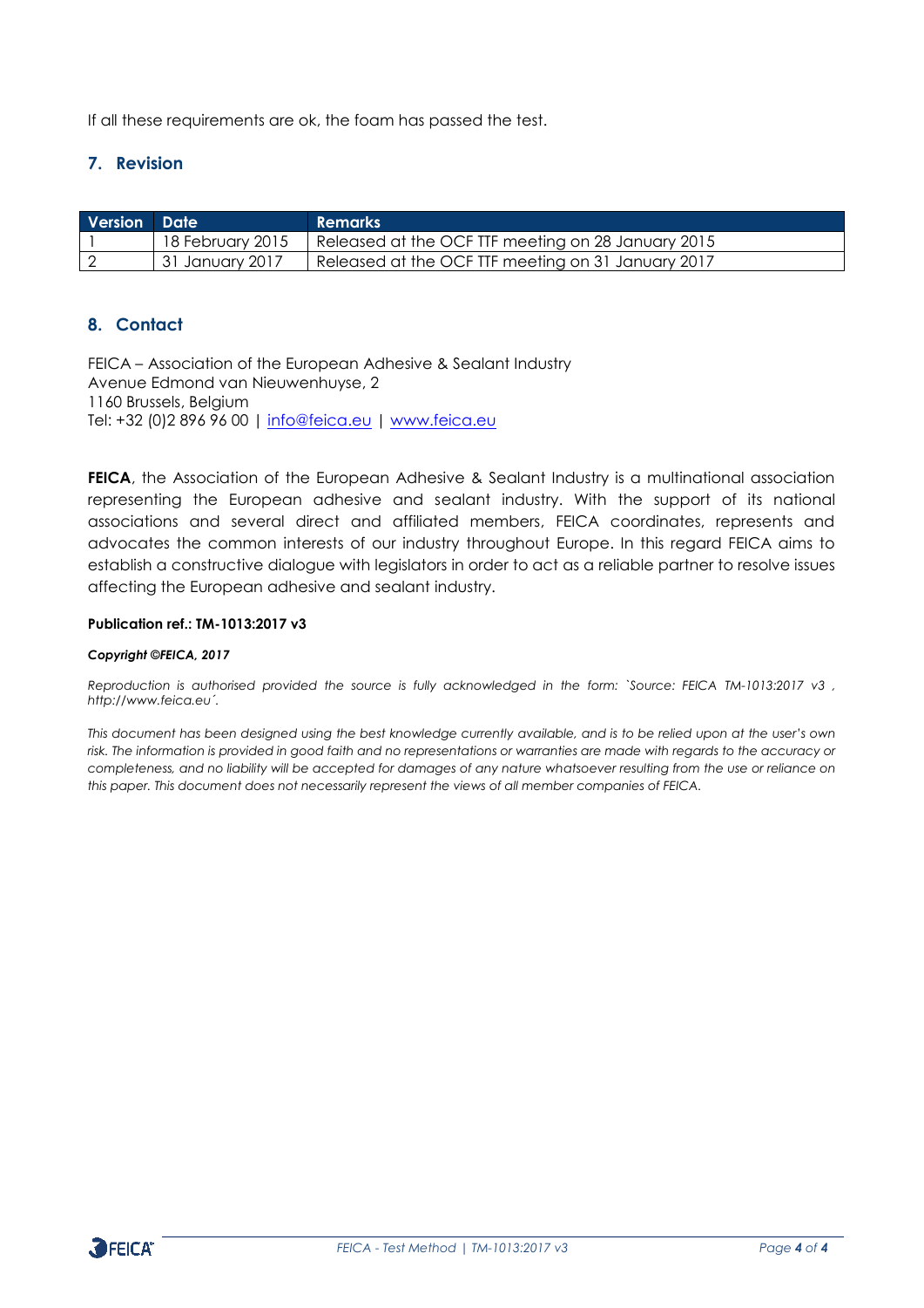If all these requirements are ok, the foam has passed the test.

## 7. Revision

| Version | Date | Remarks |
|---|---|---|
| 1 | 18 February 2015 | Released at the OCF TTF meeting on 28 January 2015 |
| 2 | 31 January 2017 | Released at the OCF TTF meeting on 31 January 2017 |

## 8. Contact

FEICA – Association of the European Adhesive & Sealant Industry
Avenue Edmond van Nieuwenhuyse, 2
1160 Brussels, Belgium
Tel: +32 (0)2 896 96 00 | info@feica.eu | www.feica.eu

**FEICA**, the Association of the European Adhesive & Sealant Industry is a multinational association representing the European adhesive and sealant industry. With the support of its national associations and several direct and affiliated members, FEICA coordinates, represents and advocates the common interests of our industry throughout Europe. In this regard FEICA aims to establish a constructive dialogue with legislators in order to act as a reliable partner to resolve issues affecting the European adhesive and sealant industry.

**Publication ref.: TM-1013:2017 v3**

***Copyright ©FEICA, 2017***

*Reproduction is authorised provided the source is fully acknowledged in the form: `Source: FEICA TM-1013:2017 v3 , http://www.feica.eu´.*

*This document has been designed using the best knowledge currently available, and is to be relied upon at the user's own risk. The information is provided in good faith and no representations or warranties are made with regards to the accuracy or completeness, and no liability will be accepted for damages of any nature whatsoever resulting from the use or reliance on this paper. This document does not necessarily represent the views of all member companies of FEICA.*